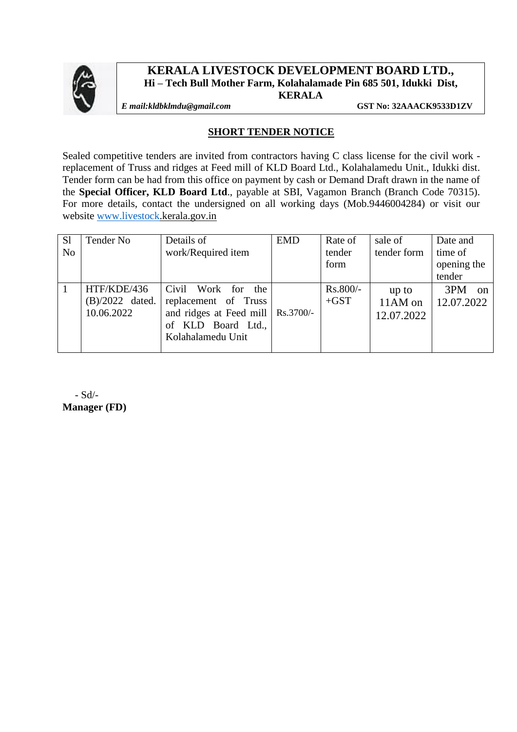# KERALA LIVESTOCK DEVELOPMENT BOARD LTD.,

**Hi – Tech Bull Mother Farm, Kolahalamade Pin 685 501, Idukki Dist, KERALA**

***E mail:kldbklmdu@gmail.com*** **GST No: 32AAACK9533D1ZV**

## SHORT TENDER NOTICE

Sealed competitive tenders are invited from contractors having C class license for the civil work - replacement of Truss and ridges at Feed mill of KLD Board Ltd., Kolahalamedu Unit., Idukki dist. Tender form can be had from this office on payment by cash or Demand Draft drawn in the name of the **Special Officer, KLD Board Ltd**., payable at SBI, Vagamon Branch (Branch Code 70315). For more details, contact the undersigned on all working days (Mob.9446004284) or visit our website www.livestock.kerala.gov.in

| Sl No | Tender No | Details of work/Required item | EMD | Rate of tender form | sale of tender form | Date and time of opening the tender |
|---|---|---|---|---|---|---|
| 1 | HTF/KDE/436 (B)/2022 dated. 10.06.2022 | Civil Work for the replacement of Truss and ridges at Feed mill of KLD Board Ltd., Kolahalamedu Unit | Rs.3700/- | Rs.800/- +GST | up to 11AM on 12.07.2022 | 3PM on 12.07.2022 |

- Sd/-

**Manager (FD)**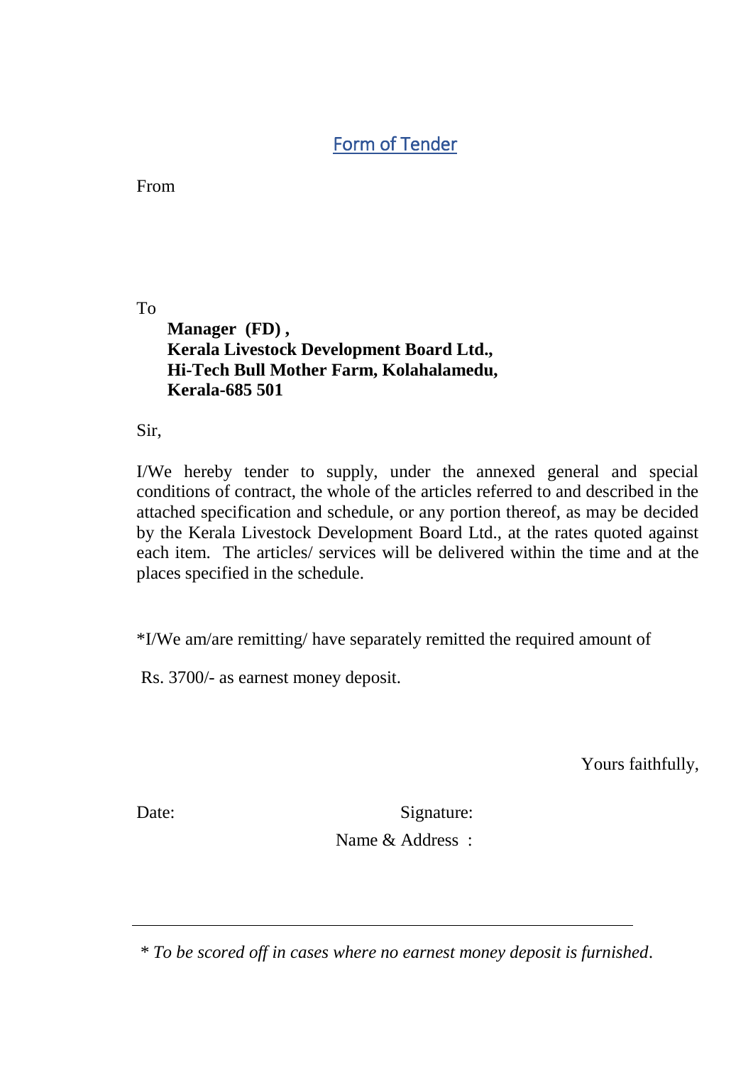# Form of Tender

From

To

**Manager (FD) ,**
**Kerala Livestock Development Board Ltd.,**
**Hi-Tech Bull Mother Farm, Kolahalamedu,**
**Kerala-685 501**

Sir,

I/We hereby tender to supply, under the annexed general and special conditions of contract, the whole of the articles referred to and described in the attached specification and schedule, or any portion thereof, as may be decided by the Kerala Livestock Development Board Ltd., at the rates quoted against each item. The articles/ services will be delivered within the time and at the places specified in the schedule.

*I/We am/are remitting/ have separately remitted the required amount of

Rs. 3700/- as earnest money deposit.

Yours faithfully,

Date: Signature:

Name & Address :

---

*\* To be scored off in cases where no earnest money deposit is furnished.*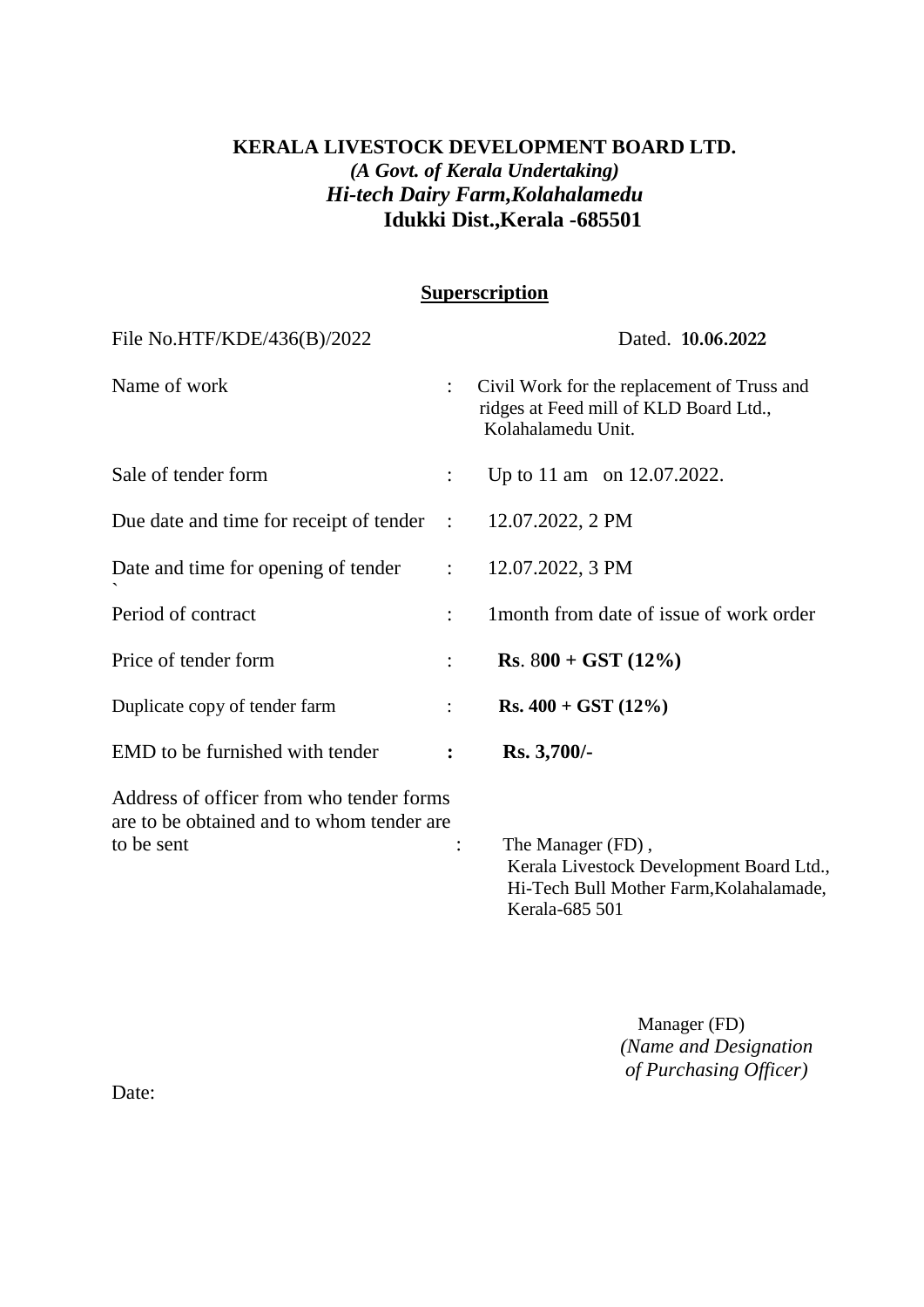**KERALA LIVESTOCK DEVELOPMENT BOARD LTD.**

***(A Govt. of Kerala Undertaking)***

***Hi-tech Dairy Farm,Kolahalamedu***

**Idukki Dist.,Kerala -685501**

**Superscription**

File No.HTF/KDE/436(B)/2022 Dated. **10.06.2022**

| | | |
|---|---|---|
| Name of work | : | Civil Work for the replacement of Truss and ridges at Feed mill of KLD Board Ltd., Kolahalamedu Unit. |
| Sale of tender form | : | Up to 11 am on 12.07.2022. |
| Due date and time for receipt of tender | : | 12.07.2022, 2 PM |
| Date and time for opening of tender | : | 12.07.2022, 3 PM |
| Period of contract | : | 1month from date of issue of work order |
| Price of tender form | : | **Rs**. 8**00 + GST (12%)** |
| Duplicate copy of tender farm | : | **Rs. 400 + GST (12%)** |
| EMD to be furnished with tender | **:** | **Rs. 3,700/-** |
| Address of officer from who tender forms are to be obtained and to whom tender are to be sent | : | The Manager (FD) , Kerala Livestock Development Board Ltd., Hi-Tech Bull Mother Farm,Kolahalamade, Kerala-685 501 |

Manager (FD)

*(Name and Designation of Purchasing Officer)*

Date: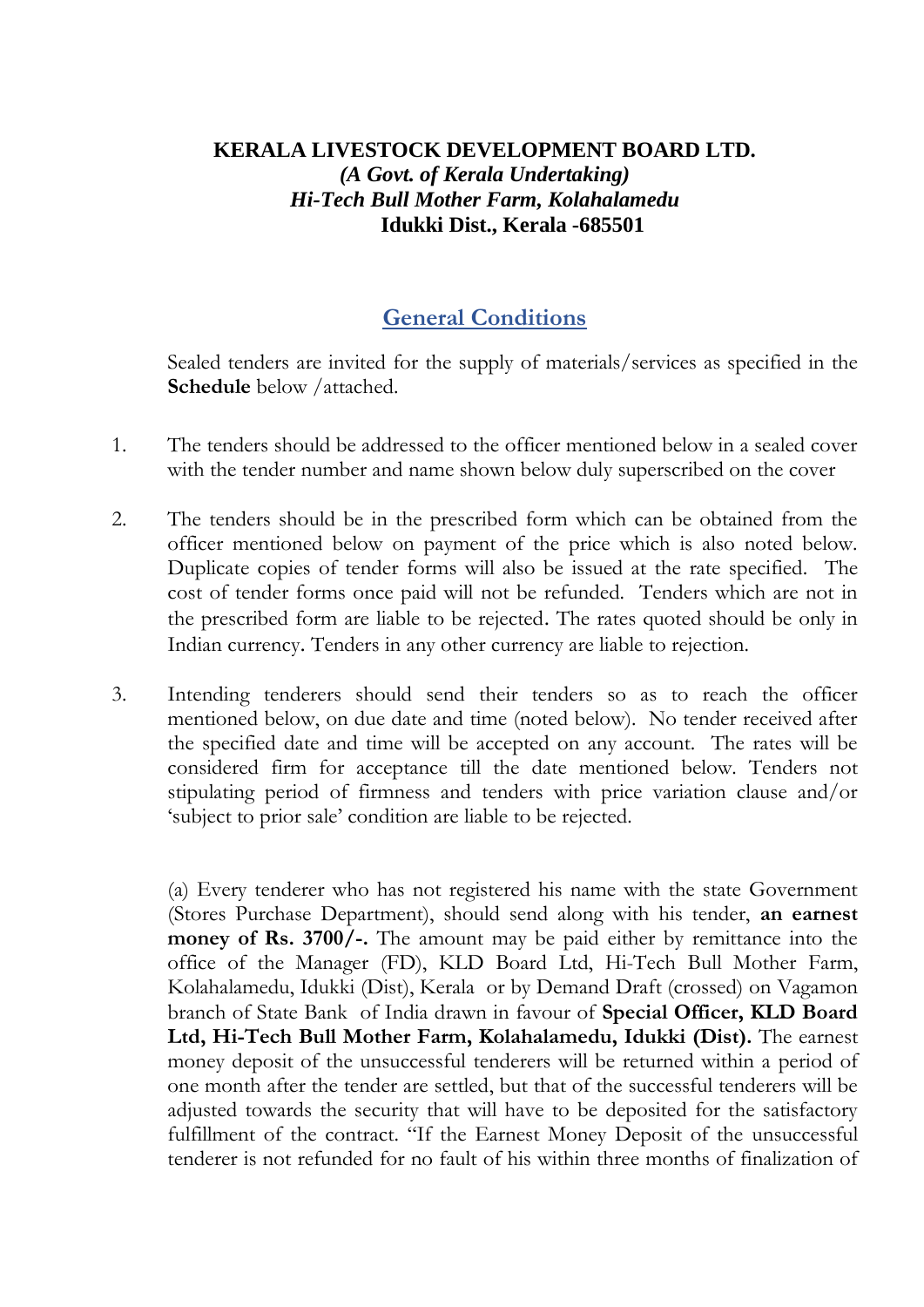**KERALA LIVESTOCK DEVELOPMENT BOARD LTD.**
***(A Govt. of Kerala Undertaking)***
***Hi-Tech Bull Mother Farm, Kolahalamedu***
**Idukki Dist., Kerala -685501**

## General Conditions

Sealed tenders are invited for the supply of materials/services as specified in the **Schedule** below /attached.

1. The tenders should be addressed to the officer mentioned below in a sealed cover with the tender number and name shown below duly superscribed on the cover

2. The tenders should be in the prescribed form which can be obtained from the officer mentioned below on payment of the price which is also noted below. Duplicate copies of tender forms will also be issued at the rate specified. The cost of tender forms once paid will not be refunded. Tenders which are not in the prescribed form are liable to be rejected. The rates quoted should be only in Indian currency. Tenders in any other currency are liable to rejection.

3. Intending tenderers should send their tenders so as to reach the officer mentioned below, on due date and time (noted below). No tender received after the specified date and time will be accepted on any account. The rates will be considered firm for acceptance till the date mentioned below. Tenders not stipulating period of firmness and tenders with price variation clause and/or 'subject to prior sale' condition are liable to be rejected.

   (a) Every tenderer who has not registered his name with the state Government (Stores Purchase Department), should send along with his tender, **an earnest money of Rs. 3700/-.** The amount may be paid either by remittance into the office of the Manager (FD), KLD Board Ltd, Hi-Tech Bull Mother Farm, Kolahalamedu, Idukki (Dist), Kerala or by Demand Draft (crossed) on Vagamon branch of State Bank of India drawn in favour of **Special Officer, KLD Board Ltd, Hi-Tech Bull Mother Farm, Kolahalamedu, Idukki (Dist).** The earnest money deposit of the unsuccessful tenderers will be returned within a period of one month after the tender are settled, but that of the successful tenderers will be adjusted towards the security that will have to be deposited for the satisfactory fulfillment of the contract. "If the Earnest Money Deposit of the unsuccessful tenderer is not refunded for no fault of his within three months of finalization of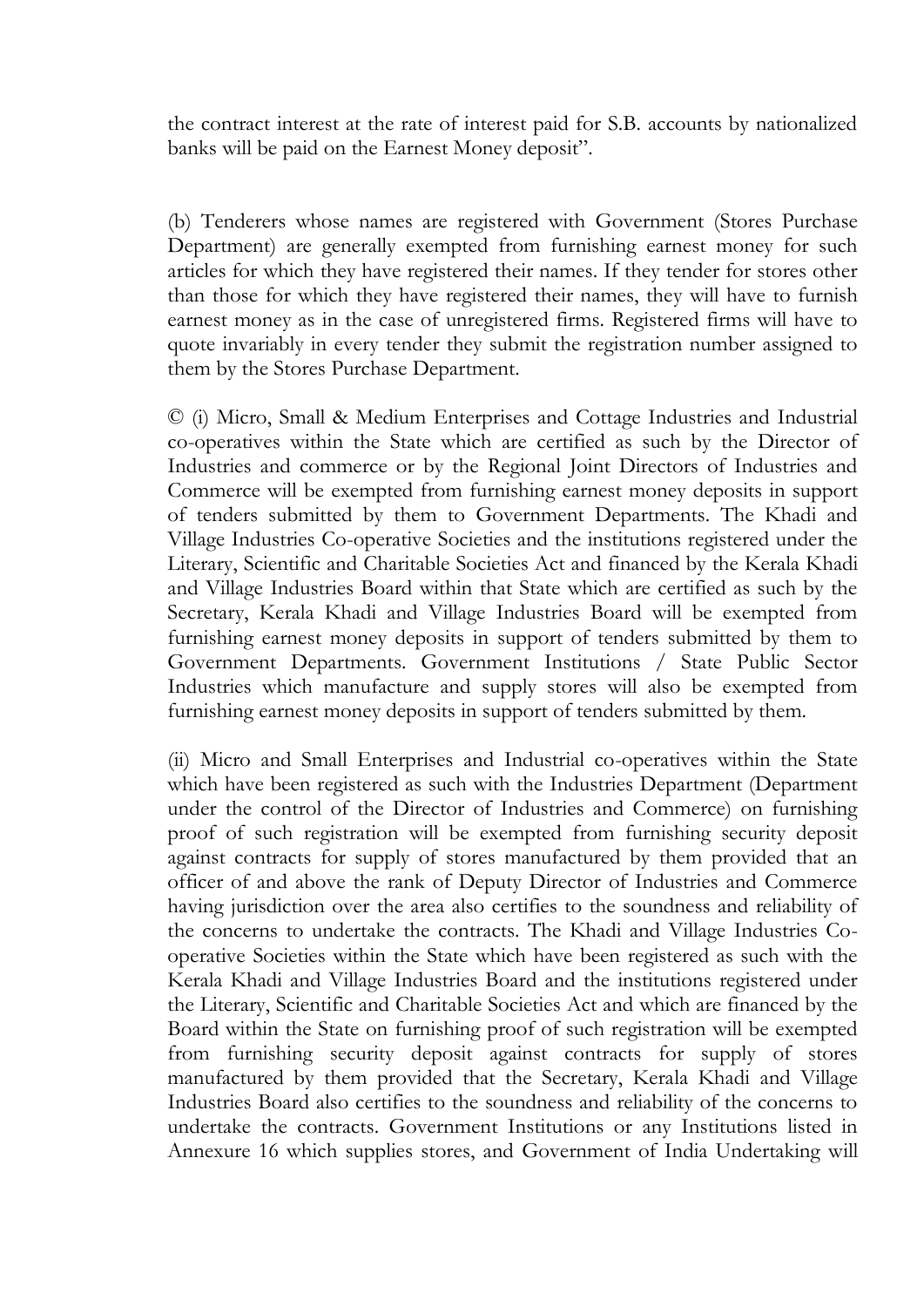the contract interest at the rate of interest paid for S.B. accounts by nationalized banks will be paid on the Earnest Money deposit".

(b) Tenderers whose names are registered with Government (Stores Purchase Department) are generally exempted from furnishing earnest money for such articles for which they have registered their names. If they tender for stores other than those for which they have registered their names, they will have to furnish earnest money as in the case of unregistered firms. Registered firms will have to quote invariably in every tender they submit the registration number assigned to them by the Stores Purchase Department.

© (i) Micro, Small & Medium Enterprises and Cottage Industries and Industrial co-operatives within the State which are certified as such by the Director of Industries and commerce or by the Regional Joint Directors of Industries and Commerce will be exempted from furnishing earnest money deposits in support of tenders submitted by them to Government Departments. The Khadi and Village Industries Co-operative Societies and the institutions registered under the Literary, Scientific and Charitable Societies Act and financed by the Kerala Khadi and Village Industries Board within that State which are certified as such by the Secretary, Kerala Khadi and Village Industries Board will be exempted from furnishing earnest money deposits in support of tenders submitted by them to Government Departments. Government Institutions / State Public Sector Industries which manufacture and supply stores will also be exempted from furnishing earnest money deposits in support of tenders submitted by them.

(ii) Micro and Small Enterprises and Industrial co-operatives within the State which have been registered as such with the Industries Department (Department under the control of the Director of Industries and Commerce) on furnishing proof of such registration will be exempted from furnishing security deposit against contracts for supply of stores manufactured by them provided that an officer of and above the rank of Deputy Director of Industries and Commerce having jurisdiction over the area also certifies to the soundness and reliability of the concerns to undertake the contracts. The Khadi and Village Industries Co-operative Societies within the State which have been registered as such with the Kerala Khadi and Village Industries Board and the institutions registered under the Literary, Scientific and Charitable Societies Act and which are financed by the Board within the State on furnishing proof of such registration will be exempted from furnishing security deposit against contracts for supply of stores manufactured by them provided that the Secretary, Kerala Khadi and Village Industries Board also certifies to the soundness and reliability of the concerns to undertake the contracts. Government Institutions or any Institutions listed in Annexure 16 which supplies stores, and Government of India Undertaking will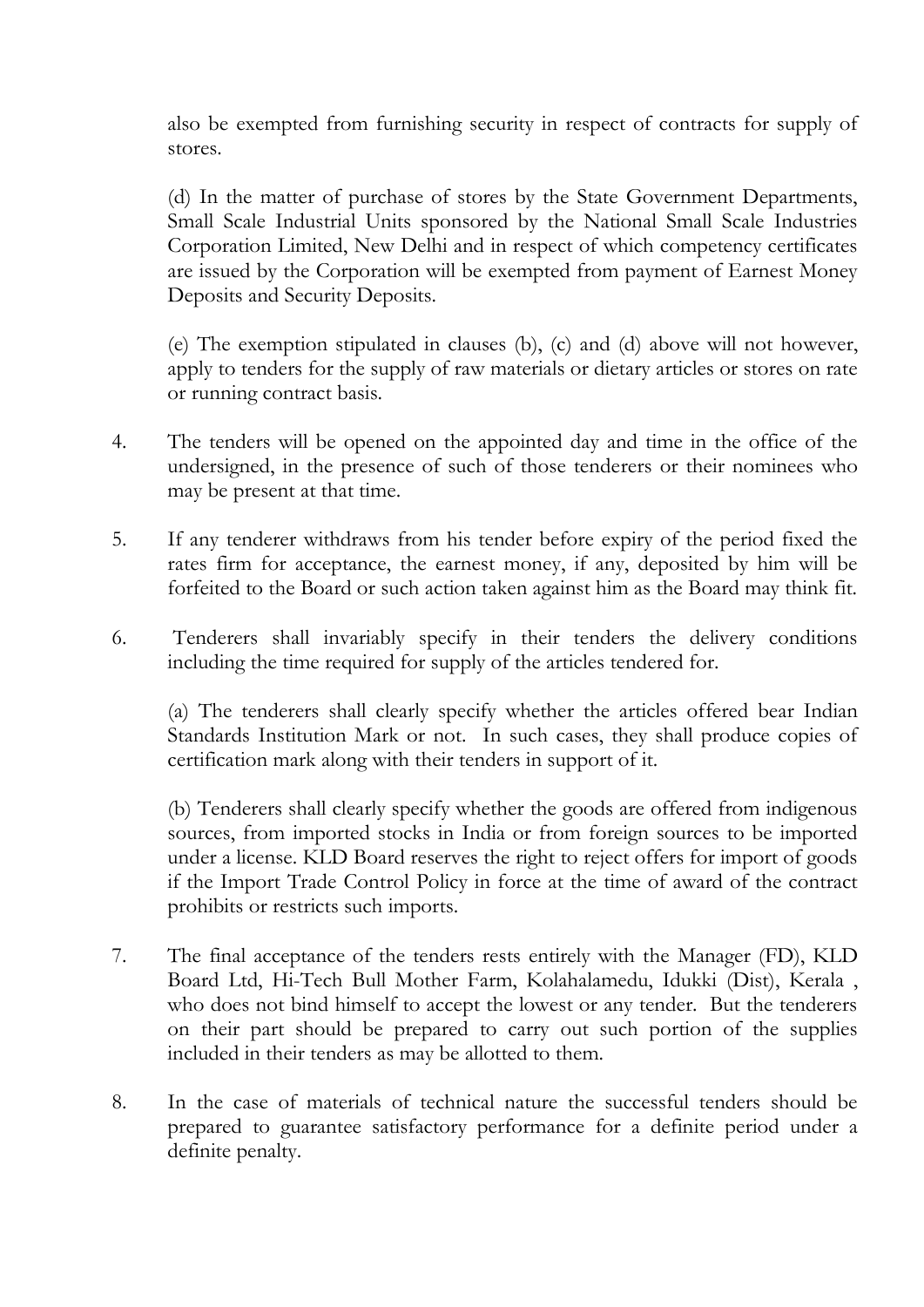also be exempted from furnishing security in respect of contracts for supply of stores.

(d) In the matter of purchase of stores by the State Government Departments, Small Scale Industrial Units sponsored by the National Small Scale Industries Corporation Limited, New Delhi and in respect of which competency certificates are issued by the Corporation will be exempted from payment of Earnest Money Deposits and Security Deposits.

(e) The exemption stipulated in clauses (b), (c) and (d) above will not however, apply to tenders for the supply of raw materials or dietary articles or stores on rate or running contract basis.

4. The tenders will be opened on the appointed day and time in the office of the undersigned, in the presence of such of those tenderers or their nominees who may be present at that time.

5. If any tenderer withdraws from his tender before expiry of the period fixed the rates firm for acceptance, the earnest money, if any, deposited by him will be forfeited to the Board or such action taken against him as the Board may think fit.

6. Tenderers shall invariably specify in their tenders the delivery conditions including the time required for supply of the articles tendered for.

   (a) The tenderers shall clearly specify whether the articles offered bear Indian Standards Institution Mark or not. In such cases, they shall produce copies of certification mark along with their tenders in support of it.

   (b) Tenderers shall clearly specify whether the goods are offered from indigenous sources, from imported stocks in India or from foreign sources to be imported under a license. KLD Board reserves the right to reject offers for import of goods if the Import Trade Control Policy in force at the time of award of the contract prohibits or restricts such imports.

7. The final acceptance of the tenders rests entirely with the Manager (FD), KLD Board Ltd, Hi-Tech Bull Mother Farm, Kolahalamedu, Idukki (Dist), Kerala , who does not bind himself to accept the lowest or any tender. But the tenderers on their part should be prepared to carry out such portion of the supplies included in their tenders as may be allotted to them.

8. In the case of materials of technical nature the successful tenders should be prepared to guarantee satisfactory performance for a definite period under a definite penalty.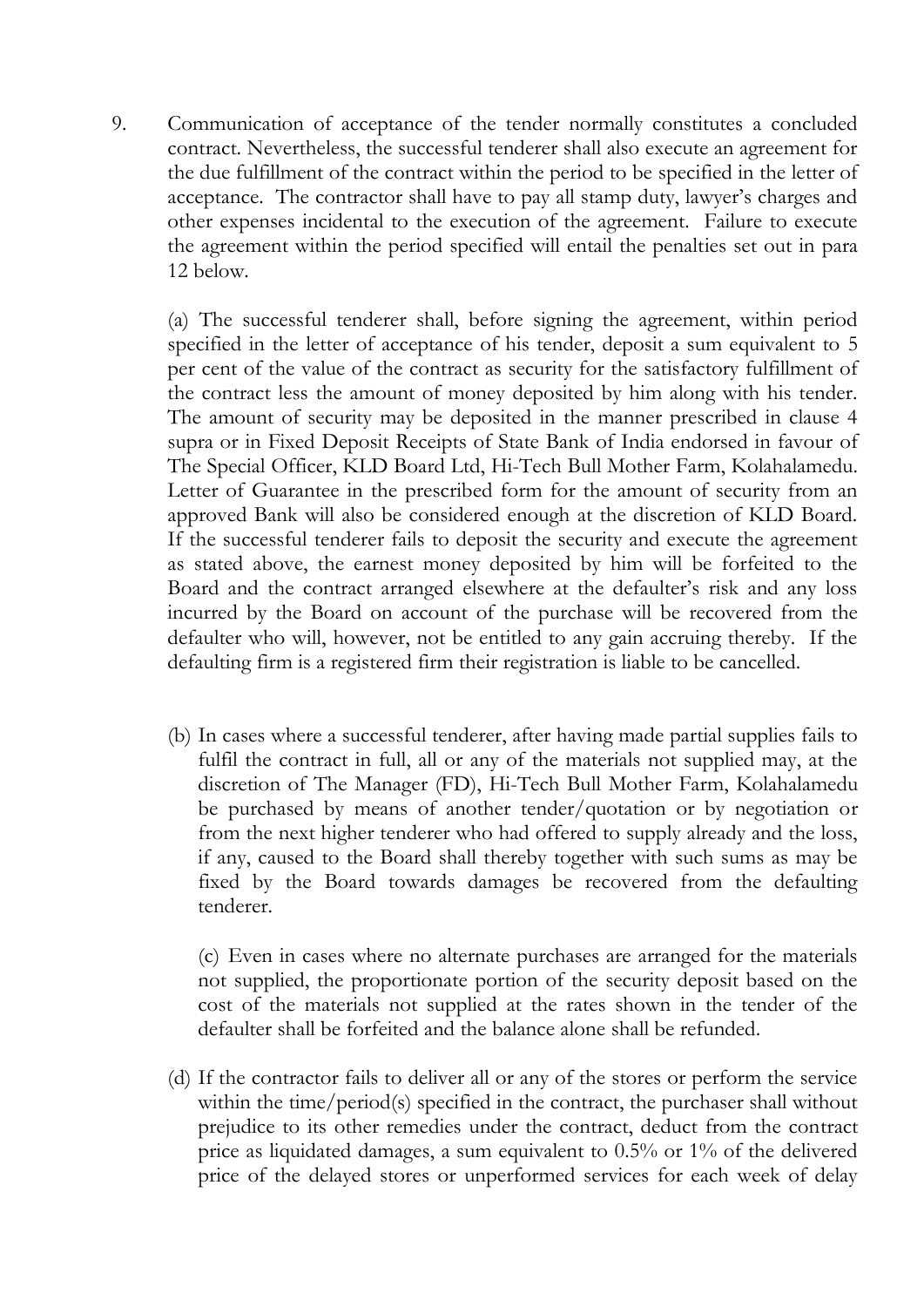9. Communication of acceptance of the tender normally constitutes a concluded contract. Nevertheless, the successful tenderer shall also execute an agreement for the due fulfillment of the contract within the period to be specified in the letter of acceptance. The contractor shall have to pay all stamp duty, lawyer's charges and other expenses incidental to the execution of the agreement. Failure to execute the agreement within the period specified will entail the penalties set out in para 12 below.

   (a) The successful tenderer shall, before signing the agreement, within period specified in the letter of acceptance of his tender, deposit a sum equivalent to 5 per cent of the value of the contract as security for the satisfactory fulfillment of the contract less the amount of money deposited by him along with his tender. The amount of security may be deposited in the manner prescribed in clause 4 supra or in Fixed Deposit Receipts of State Bank of India endorsed in favour of The Special Officer, KLD Board Ltd, Hi-Tech Bull Mother Farm, Kolahalamedu. Letter of Guarantee in the prescribed form for the amount of security from an approved Bank will also be considered enough at the discretion of KLD Board. If the successful tenderer fails to deposit the security and execute the agreement as stated above, the earnest money deposited by him will be forfeited to the Board and the contract arranged elsewhere at the defaulter's risk and any loss incurred by the Board on account of the purchase will be recovered from the defaulter who will, however, not be entitled to any gain accruing thereby. If the defaulting firm is a registered firm their registration is liable to be cancelled.

   (b) In cases where a successful tenderer, after having made partial supplies fails to fulfil the contract in full, all or any of the materials not supplied may, at the discretion of The Manager (FD), Hi-Tech Bull Mother Farm, Kolahalamedu be purchased by means of another tender/quotation or by negotiation or from the next higher tenderer who had offered to supply already and the loss, if any, caused to the Board shall thereby together with such sums as may be fixed by the Board towards damages be recovered from the defaulting tenderer.

   (c) Even in cases where no alternate purchases are arranged for the materials not supplied, the proportionate portion of the security deposit based on the cost of the materials not supplied at the rates shown in the tender of the defaulter shall be forfeited and the balance alone shall be refunded.

   (d) If the contractor fails to deliver all or any of the stores or perform the service within the time/period(s) specified in the contract, the purchaser shall without prejudice to its other remedies under the contract, deduct from the contract price as liquidated damages, a sum equivalent to 0.5% or 1% of the delivered price of the delayed stores or unperformed services for each week of delay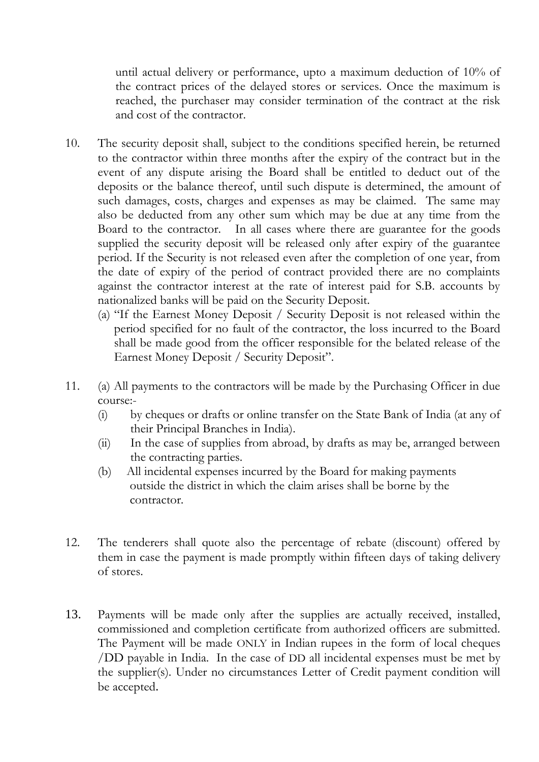until actual delivery or performance, upto a maximum deduction of 10% of the contract prices of the delayed stores or services. Once the maximum is reached, the purchaser may consider termination of the contract at the risk and cost of the contractor.

10. The security deposit shall, subject to the conditions specified herein, be returned to the contractor within three months after the expiry of the contract but in the event of any dispute arising the Board shall be entitled to deduct out of the deposits or the balance thereof, until such dispute is determined, the amount of such damages, costs, charges and expenses as may be claimed. The same may also be deducted from any other sum which may be due at any time from the Board to the contractor. In all cases where there are guarantee for the goods supplied the security deposit will be released only after expiry of the guarantee period. If the Security is not released even after the completion of one year, from the date of expiry of the period of contract provided there are no complaints against the contractor interest at the rate of interest paid for S.B. accounts by nationalized banks will be paid on the Security Deposit.
    (a) "If the Earnest Money Deposit / Security Deposit is not released within the period specified for no fault of the contractor, the loss incurred to the Board shall be made good from the officer responsible for the belated release of the Earnest Money Deposit / Security Deposit".

11. (a) All payments to the contractors will be made by the Purchasing Officer in due course:-
    (i) by cheques or drafts or online transfer on the State Bank of India (at any of their Principal Branches in India).
    (ii) In the case of supplies from abroad, by drafts as may be, arranged between the contracting parties.
    
    (b) All incidental expenses incurred by the Board for making payments outside the district in which the claim arises shall be borne by the contractor.

12. The tenderers shall quote also the percentage of rebate (discount) offered by them in case the payment is made promptly within fifteen days of taking delivery of stores.

13. Payments will be made only after the supplies are actually received, installed, commissioned and completion certificate from authorized officers are submitted. The Payment will be made ONLY in Indian rupees in the form of local cheques /DD payable in India. In the case of DD all incidental expenses must be met by the supplier(s). Under no circumstances Letter of Credit payment condition will be accepted.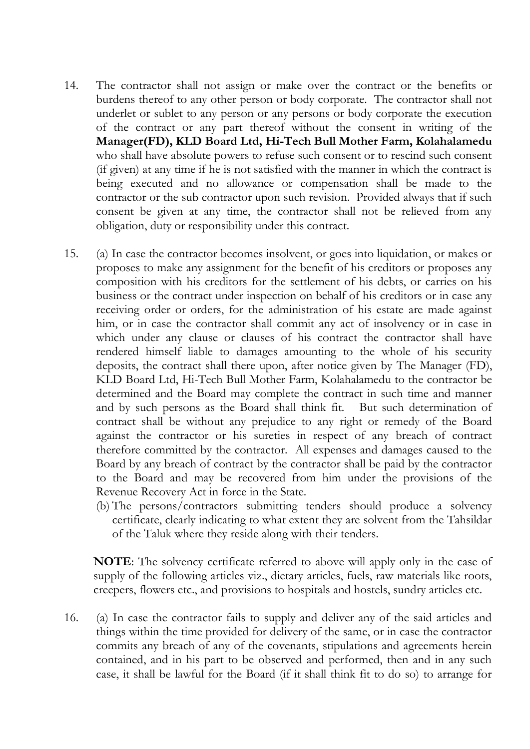14. The contractor shall not assign or make over the contract or the benefits or burdens thereof to any other person or body corporate. The contractor shall not underlet or sublet to any person or any persons or body corporate the execution of the contract or any part thereof without the consent in writing of the **Manager(FD), KLD Board Ltd, Hi-Tech Bull Mother Farm, Kolahalamedu** who shall have absolute powers to refuse such consent or to rescind such consent (if given) at any time if he is not satisfied with the manner in which the contract is being executed and no allowance or compensation shall be made to the contractor or the sub contractor upon such revision. Provided always that if such consent be given at any time, the contractor shall not be relieved from any obligation, duty or responsibility under this contract.

15. (a) In case the contractor becomes insolvent, or goes into liquidation, or makes or proposes to make any assignment for the benefit of his creditors or proposes any composition with his creditors for the settlement of his debts, or carries on his business or the contract under inspection on behalf of his creditors or in case any receiving order or orders, for the administration of his estate are made against him, or in case the contractor shall commit any act of insolvency or in case in which under any clause or clauses of his contract the contractor shall have rendered himself liable to damages amounting to the whole of his security deposits, the contract shall there upon, after notice given by The Manager (FD), KLD Board Ltd, Hi-Tech Bull Mother Farm, Kolahalamedu to the contractor be determined and the Board may complete the contract in such time and manner and by such persons as the Board shall think fit. But such determination of contract shall be without any prejudice to any right or remedy of the Board against the contractor or his sureties in respect of any breach of contract therefore committed by the contractor. All expenses and damages caused to the Board by any breach of contract by the contractor shall be paid by the contractor to the Board and may be recovered from him under the provisions of the Revenue Recovery Act in force in the State.

    (b) The persons/contractors submitting tenders should produce a solvency certificate, clearly indicating to what extent they are solvent from the Tahsildar of the Taluk where they reside along with their tenders.

    **NOTE**: The solvency certificate referred to above will apply only in the case of supply of the following articles viz., dietary articles, fuels, raw materials like roots, creepers, flowers etc., and provisions to hospitals and hostels, sundry articles etc.

16. (a) In case the contractor fails to supply and deliver any of the said articles and things within the time provided for delivery of the same, or in case the contractor commits any breach of any of the covenants, stipulations and agreements herein contained, and in his part to be observed and performed, then and in any such case, it shall be lawful for the Board (if it shall think fit to do so) to arrange for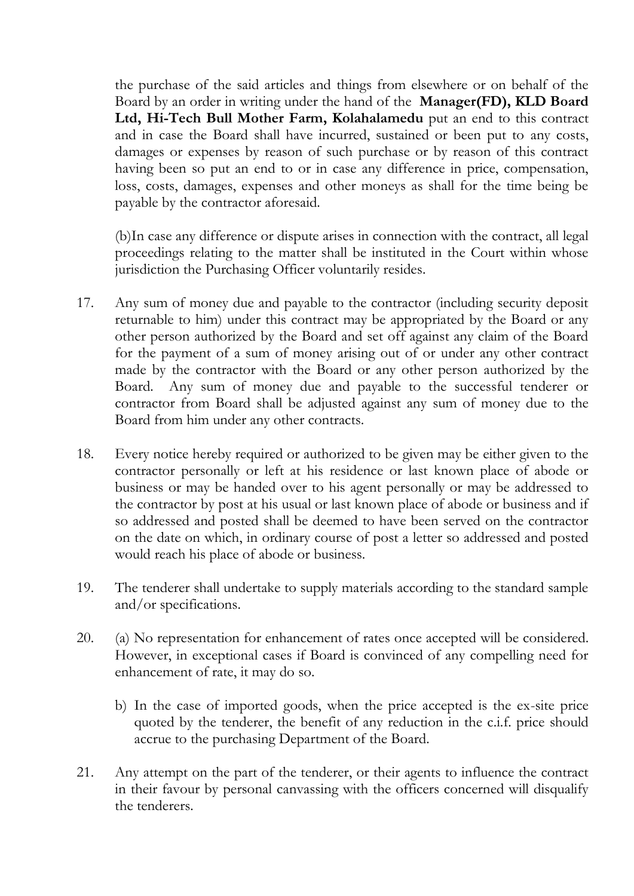the purchase of the said articles and things from elsewhere or on behalf of the Board by an order in writing under the hand of the **Manager(FD), KLD Board Ltd, Hi-Tech Bull Mother Farm, Kolahalamedu** put an end to this contract and in case the Board shall have incurred, sustained or been put to any costs, damages or expenses by reason of such purchase or by reason of this contract having been so put an end to or in case any difference in price, compensation, loss, costs, damages, expenses and other moneys as shall for the time being be payable by the contractor aforesaid.

(b)In case any difference or dispute arises in connection with the contract, all legal proceedings relating to the matter shall be instituted in the Court within whose jurisdiction the Purchasing Officer voluntarily resides.

17. Any sum of money due and payable to the contractor (including security deposit returnable to him) under this contract may be appropriated by the Board or any other person authorized by the Board and set off against any claim of the Board for the payment of a sum of money arising out of or under any other contract made by the contractor with the Board or any other person authorized by the Board. Any sum of money due and payable to the successful tenderer or contractor from Board shall be adjusted against any sum of money due to the Board from him under any other contracts.

18. Every notice hereby required or authorized to be given may be either given to the contractor personally or left at his residence or last known place of abode or business or may be handed over to his agent personally or may be addressed to the contractor by post at his usual or last known place of abode or business and if so addressed and posted shall be deemed to have been served on the contractor on the date on which, in ordinary course of post a letter so addressed and posted would reach his place of abode or business.

19. The tenderer shall undertake to supply materials according to the standard sample and/or specifications.

20. (a) No representation for enhancement of rates once accepted will be considered. However, in exceptional cases if Board is convinced of any compelling need for enhancement of rate, it may do so.

    b) In the case of imported goods, when the price accepted is the ex-site price quoted by the tenderer, the benefit of any reduction in the c.i.f. price should accrue to the purchasing Department of the Board.

21. Any attempt on the part of the tenderer, or their agents to influence the contract in their favour by personal canvassing with the officers concerned will disqualify the tenderers.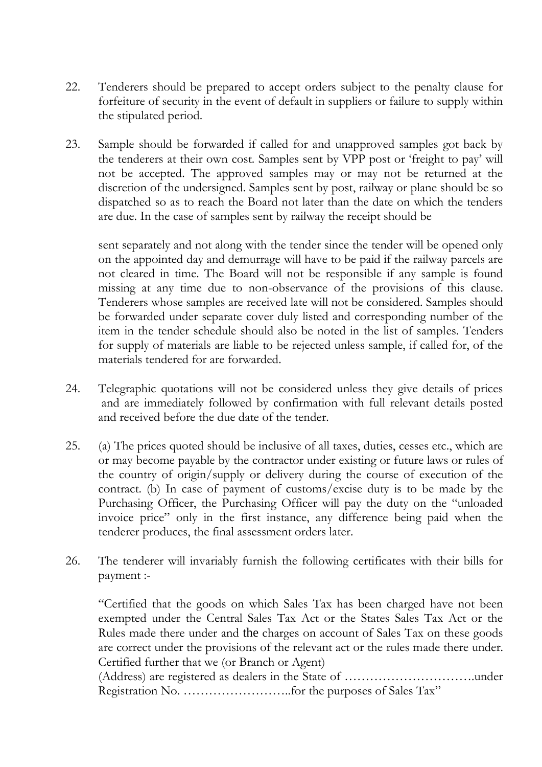22. Tenderers should be prepared to accept orders subject to the penalty clause for forfeiture of security in the event of default in suppliers or failure to supply within the stipulated period.

23. Sample should be forwarded if called for and unapproved samples got back by the tenderers at their own cost. Samples sent by VPP post or 'freight to pay' will not be accepted. The approved samples may or may not be returned at the discretion of the undersigned. Samples sent by post, railway or plane should be so dispatched so as to reach the Board not later than the date on which the tenders are due. In the case of samples sent by railway the receipt should be

    sent separately and not along with the tender since the tender will be opened only on the appointed day and demurrage will have to be paid if the railway parcels are not cleared in time. The Board will not be responsible if any sample is found missing at any time due to non-observance of the provisions of this clause. Tenderers whose samples are received late will not be considered. Samples should be forwarded under separate cover duly listed and corresponding number of the item in the tender schedule should also be noted in the list of samples. Tenders for supply of materials are liable to be rejected unless sample, if called for, of the materials tendered for are forwarded.

24. Telegraphic quotations will not be considered unless they give details of prices and are immediately followed by confirmation with full relevant details posted and received before the due date of the tender.

25. (a) The prices quoted should be inclusive of all taxes, duties, cesses etc., which are or may become payable by the contractor under existing or future laws or rules of the country of origin/supply or delivery during the course of execution of the contract. (b) In case of payment of customs/excise duty is to be made by the Purchasing Officer, the Purchasing Officer will pay the duty on the "unloaded invoice price" only in the first instance, any difference being paid when the tenderer produces, the final assessment orders later.

26. The tenderer will invariably furnish the following certificates with their bills for payment :-

    "Certified that the goods on which Sales Tax has been charged have not been exempted under the Central Sales Tax Act or the States Sales Tax Act or the Rules made there under and the charges on account of Sales Tax on these goods are correct under the provisions of the relevant act or the rules made there under. Certified further that we (or Branch or Agent)
    (Address) are registered as dealers in the State of ………………………….under Registration No. ……………………..for the purposes of Sales Tax"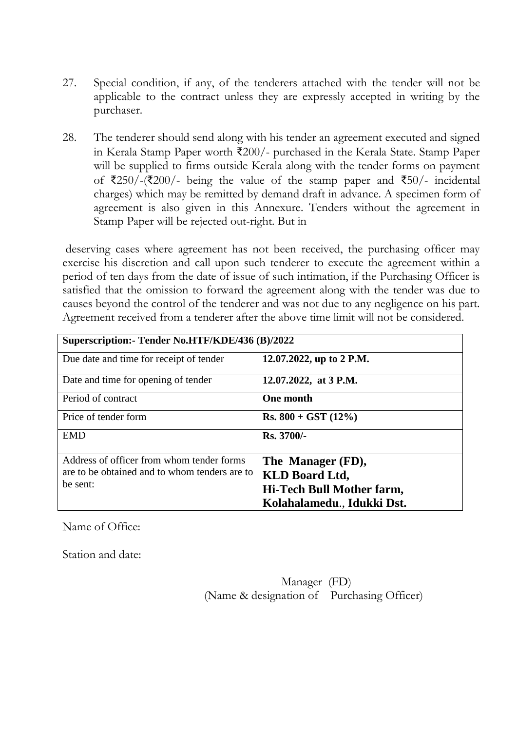27. Special condition, if any, of the tenderers attached with the tender will not be applicable to the contract unless they are expressly accepted in writing by the purchaser.

28. The tenderer should send along with his tender an agreement executed and signed in Kerala Stamp Paper worth ₹200/- purchased in the Kerala State. Stamp Paper will be supplied to firms outside Kerala along with the tender forms on payment of ₹250/-(₹200/- being the value of the stamp paper and ₹50/- incidental charges) which may be remitted by demand draft in advance. A specimen form of agreement is also given in this Annexure. Tenders without the agreement in Stamp Paper will be rejected out-right. But in

deserving cases where agreement has not been received, the purchasing officer may exercise his discretion and call upon such tenderer to execute the agreement within a period of ten days from the date of issue of such intimation, if the Purchasing Officer is satisfied that the omission to forward the agreement along with the tender was due to causes beyond the control of the tenderer and was not due to any negligence on his part. Agreement received from a tenderer after the above time limit will not be considered.

| **Superscription:- Tender No.HTF/KDE/436 (B)/2022** | |
|---|---|
| Due date and time for receipt of tender | **12.07.2022, up to 2 P.M.** |
| Date and time for opening of tender | **12.07.2022, at 3 P.M.** |
| Period of contract | **One month** |
| Price of tender form | **Rs. 800 + GST (12%)** |
| EMD | **Rs. 3700/-** |
| Address of officer from whom tender forms are to be obtained and to whom tenders are to be sent: | **The Manager (FD),**<br>**KLD Board Ltd,**<br>**Hi-Tech Bull Mother farm,**<br>**Kolahalamedu., Idukki Dst.** |

Name of Office:

Station and date:

Manager (FD)
(Name & designation of Purchasing Officer)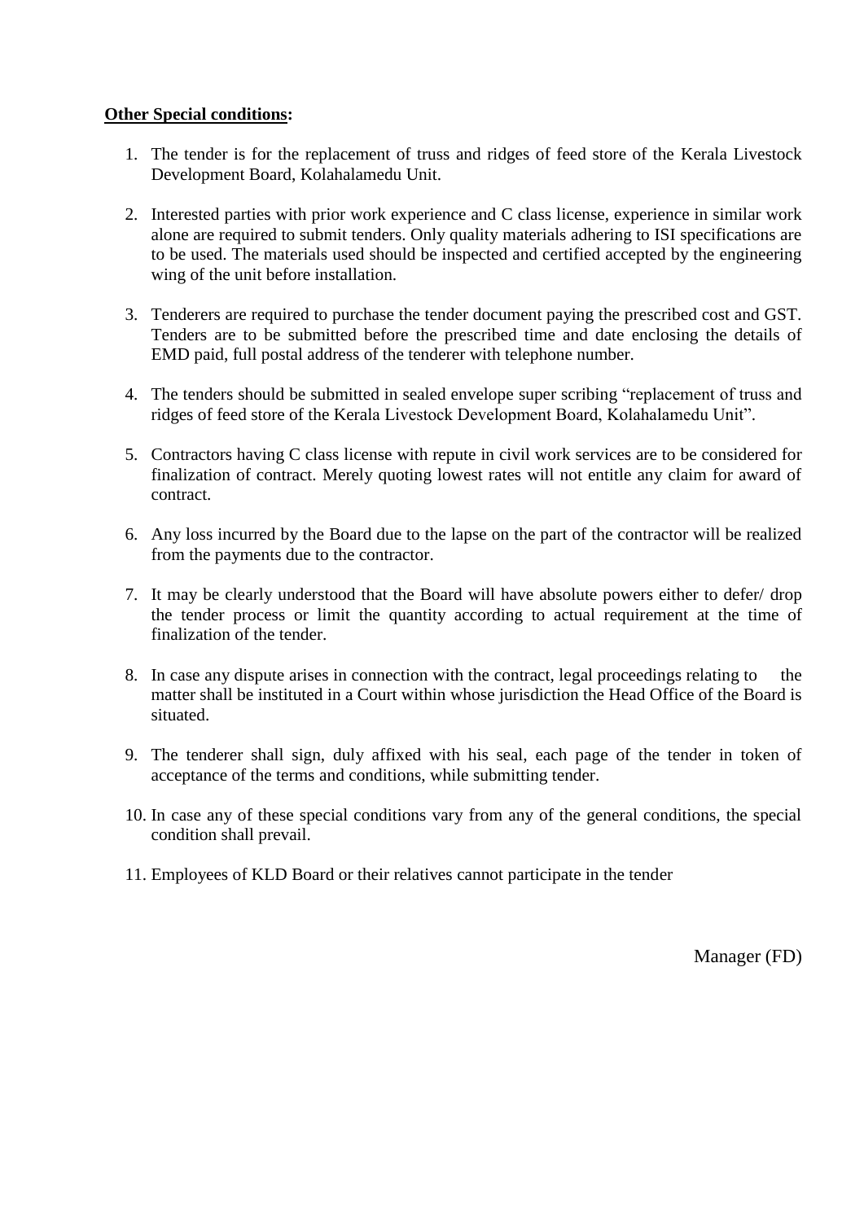**<u>Other Special conditions</u>:**

1. The tender is for the replacement of truss and ridges of feed store of the Kerala Livestock Development Board, Kolahalamedu Unit.

2. Interested parties with prior work experience and C class license, experience in similar work alone are required to submit tenders. Only quality materials adhering to ISI specifications are to be used. The materials used should be inspected and certified accepted by the engineering wing of the unit before installation.

3. Tenderers are required to purchase the tender document paying the prescribed cost and GST. Tenders are to be submitted before the prescribed time and date enclosing the details of EMD paid, full postal address of the tenderer with telephone number.

4. The tenders should be submitted in sealed envelope super scribing "replacement of truss and ridges of feed store of the Kerala Livestock Development Board, Kolahalamedu Unit".

5. Contractors having C class license with repute in civil work services are to be considered for finalization of contract. Merely quoting lowest rates will not entitle any claim for award of contract.

6. Any loss incurred by the Board due to the lapse on the part of the contractor will be realized from the payments due to the contractor.

7. It may be clearly understood that the Board will have absolute powers either to defer/ drop the tender process or limit the quantity according to actual requirement at the time of finalization of the tender.

8. In case any dispute arises in connection with the contract, legal proceedings relating to the matter shall be instituted in a Court within whose jurisdiction the Head Office of the Board is situated.

9. The tenderer shall sign, duly affixed with his seal, each page of the tender in token of acceptance of the terms and conditions, while submitting tender.

10. In case any of these special conditions vary from any of the general conditions, the special condition shall prevail.

11. Employees of KLD Board or their relatives cannot participate in the tender

Manager (FD)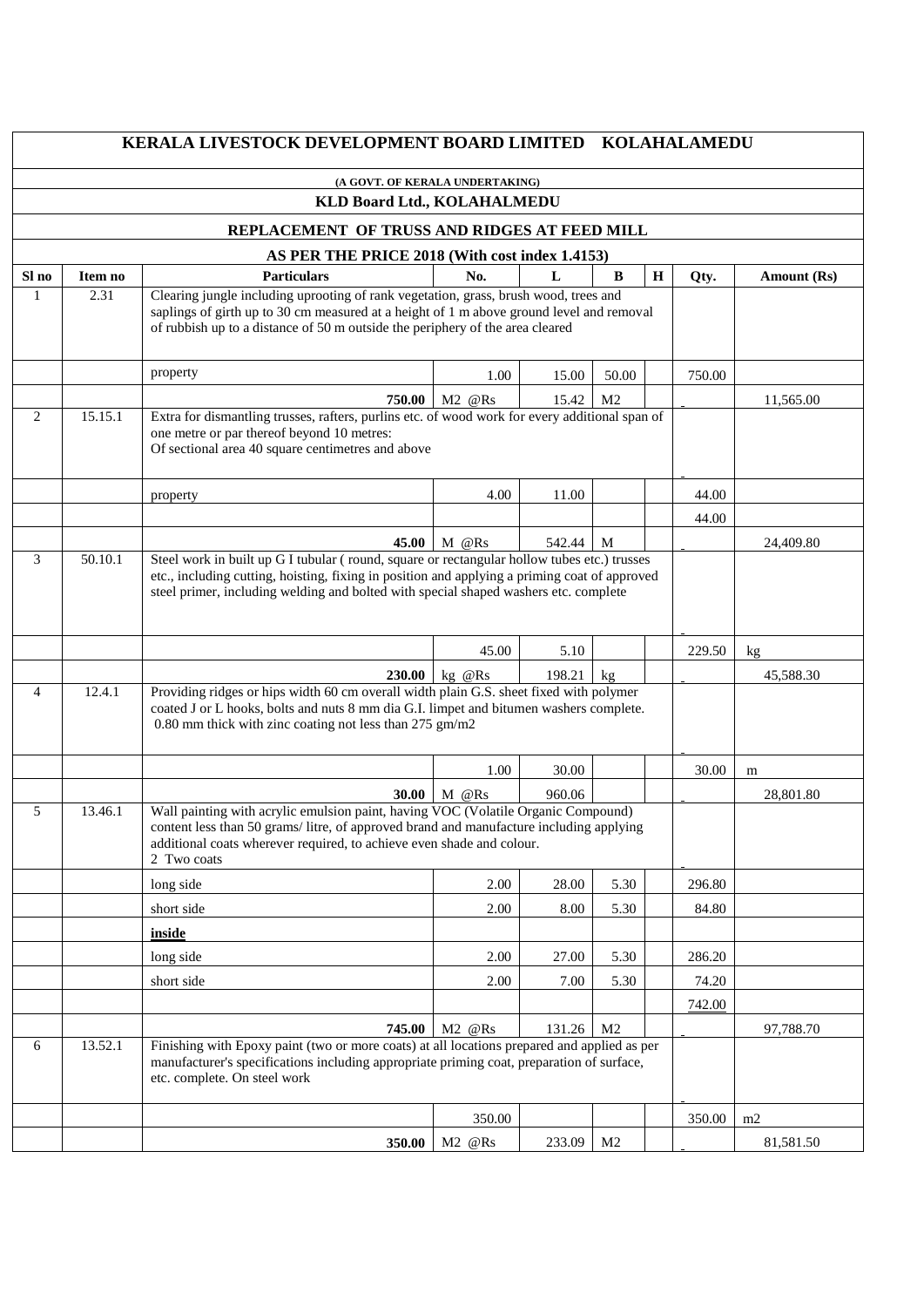# KERALA LIVESTOCK DEVELOPMENT BOARD LIMITED KOLAHALAMEDU

(A GOVT. OF KERALA UNDERTAKING)

**KLD Board Ltd., KOLAHALMEDU**

**REPLACEMENT OF TRUSS AND RIDGES AT FEED MILL**

**AS PER THE PRICE 2018 (With cost index 1.4153)**

| Sl no | Item no | Particulars | No. | L | B | H | Qty. | Amount (Rs) |
|---|---|---|---|---|---|---|---|---|
| 1 | 2.31 | Clearing jungle including uprooting of rank vegetation, grass, brush wood, trees and saplings of girth up to 30 cm measured at a height of 1 m above ground level and removal of rubbish up to a distance of 50 m outside the periphery of the area cleared | | | | | | |
| | | property | 1.00 | 15.00 | 50.00 | | 750.00 | |
| | | **750.00** | M2 @Rs | 15.42 | M2 | | | 11,565.00 |
| 2 | 15.15.1 | Extra for dismantling trusses, rafters, purlins etc. of wood work for every additional span of one metre or par thereof beyond 10 metres: Of sectional area 40 square centimetres and above | | | | | | |
| | | property | 4.00 | 11.00 | | | 44.00 | |
| | | | | | | | 44.00 | |
| | | **45.00** | M @Rs | 542.44 | M | | | 24,409.80 |
| 3 | 50.10.1 | Steel work in built up G I tubular ( round, square or rectangular hollow tubes etc.) trusses etc., including cutting, hoisting, fixing in position and applying a priming coat of approved steel primer, including welding and bolted with special shaped washers etc. complete | | | | | | |
| | | | 45.00 | 5.10 | | | 229.50 | kg |
| | | **230.00** | kg @Rs | 198.21 | kg | | | 45,588.30 |
| 4 | 12.4.1 | Providing ridges or hips width 60 cm overall width plain G.S. sheet fixed with polymer coated J or L hooks, bolts and nuts 8 mm dia G.I. limpet and bitumen washers complete. 0.80 mm thick with zinc coating not less than 275 gm/m2 | | | | | | |
| | | | 1.00 | 30.00 | | | 30.00 | m |
| | | **30.00** | M @Rs | 960.06 | | | | 28,801.80 |
| 5 | 13.46.1 | Wall painting with acrylic emulsion paint, having VOC (Volatile Organic Compound) content less than 50 grams/ litre, of approved brand and manufacture including applying additional coats wherever required, to achieve even shade and colour. 2 Two coats | | | | | | |
| | | long side | 2.00 | 28.00 | 5.30 | | 296.80 | |
| | | short side | 2.00 | 8.00 | 5.30 | | 84.80 | |
| | | **inside** | | | | | | |
| | | long side | 2.00 | 27.00 | 5.30 | | 286.20 | |
| | | short side | 2.00 | 7.00 | 5.30 | | 74.20 | |
| | | | | | | | 742.00 | |
| | | **745.00** | M2 @Rs | 131.26 | M2 | | | 97,788.70 |
| 6 | 13.52.1 | Finishing with Epoxy paint (two or more coats) at all locations prepared and applied as per manufacturer's specifications including appropriate priming coat, preparation of surface, etc. complete. On steel work | | | | | | |
| | | | 350.00 | | | | 350.00 | m2 |
| | | **350.00** | M2 @Rs | 233.09 | M2 | | | 81,581.50 |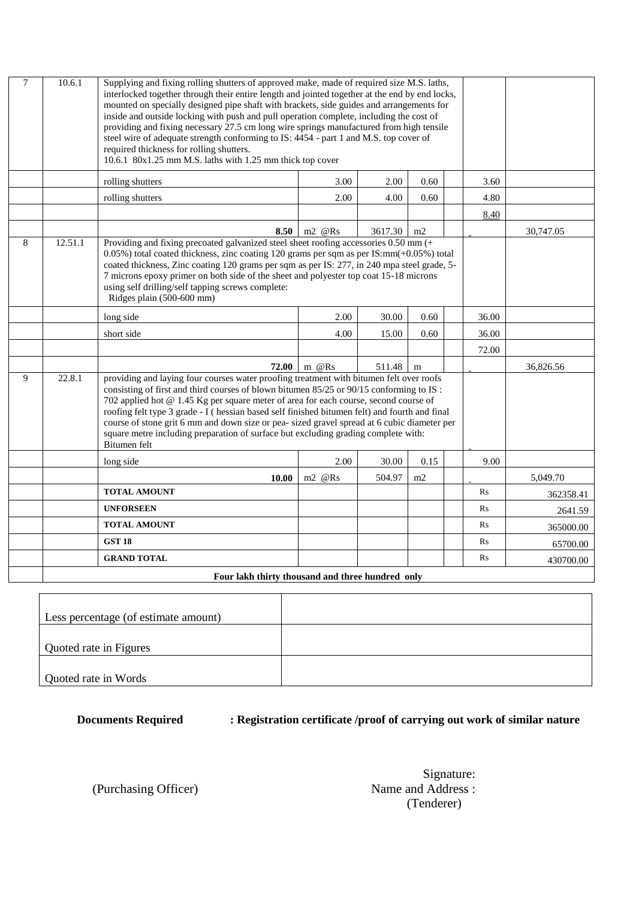| | | | | | | | | |
|---|---|---|---|---|---|---|---|---|
| 7 | 10.6.1 | Supplying and fixing rolling shutters of approved make, made of required size M.S. laths, interlocked together through their entire length and jointed together at the end by end locks, mounted on specially designed pipe shaft with brackets, side guides and arrangements for inside and outside locking with push and pull operation complete, including the cost of providing and fixing necessary 27.5 cm long wire springs manufactured from high tensile steel wire of adequate strength conforming to IS: 4454 - part 1 and M.S. top cover of required thickness for rolling shutters.<br>10.6.1 80x1.25 mm M.S. laths with 1.25 mm thick top cover | | | | | | |
| | | rolling shutters | 3.00 | 2.00 | 0.60 | | 3.60 | |
| | | rolling shutters | 2.00 | 4.00 | 0.60 | | 4.80 | |
| | | | | | | | 8.40 | |
| | | **8.50** | m2 @Rs | 3617.30 | m2 | | | 30,747.05 |
| 8 | 12.51.1 | Providing and fixing precoated galvanized steel sheet roofing accessories 0.50 mm (+ 0.05%) total coated thickness, zinc coating 120 grams per sqm as per IS:mm(+0.05%) total coated thickness, Zinc coating 120 grams per sqm as per IS: 277, in 240 mpa steel grade, 5-7 microns epoxy primer on both side of the sheet and polyester top coat 15-18 microns using self drilling/self tapping screws complete:<br>Ridges plain (500-600 mm) | | | | | | |
| | | long side | 2.00 | 30.00 | 0.60 | | 36.00 | |
| | | short side | 4.00 | 15.00 | 0.60 | | 36.00 | |
| | | | | | | | 72.00 | |
| | | **72.00** | m @Rs | 511.48 | m | | | 36,826.56 |
| 9 | 22.8.1 | providing and laying four courses water proofing treatment with bitumen felt over roofs consisting of first and third courses of blown bitumen 85/25 or 90/15 conforming to IS : 702 applied hot @ 1.45 Kg per square meter of area for each course, second course of roofing felt type 3 grade - I ( hessian based self finished bitumen felt) and fourth and final course of stone grit 6 mm and down size or pea- sized gravel spread at 6 cubic diameter per square metre including preparation of surface but excluding grading complete with: Bitumen felt | | | | | | |
| | | long side | 2.00 | 30.00 | 0.15 | | 9.00 | |
| | | **10.00** | m2 @Rs | 504.97 | m2 | | | 5,049.70 |
| | | **TOTAL AMOUNT** | | | | | Rs | 362358.41 |
| | | **UNFORSEEN** | | | | | Rs | 2641.59 |
| | | **TOTAL AMOUNT** | | | | | Rs | 365000.00 |
| | | **GST 18** | | | | | Rs | 65700.00 |
| | | **GRAND TOTAL** | | | | | Rs | 430700.00 |
| | **Four lakh thirty thousand and three hundred only** | | | | | | | |

| | |
|---|---|
| Less percentage (of estimate amount) | |
| Quoted rate in Figures | |
| Quoted rate in Words | |

**Documents Required : Registration certificate /proof of carrying out work of similar nature**

(Purchasing Officer)

Signature:
Name and Address :
(Tenderer)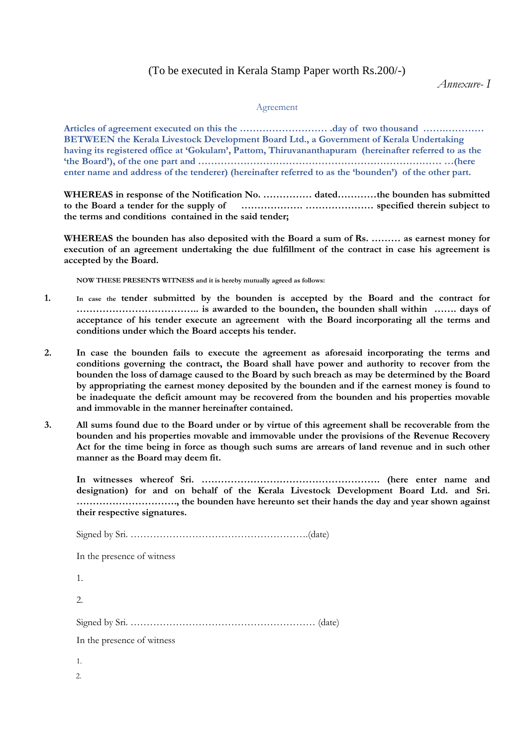(To be executed in Kerala Stamp Paper worth Rs.200/-)

*Annexure- I*

## Agreement

**Articles of agreement executed on this the ……………………… .day of two thousand ……………… BETWEEN the Kerala Livestock Development Board Ltd., a Government of Kerala Undertaking having its registered office at 'Gokulam', Pattom, Thiruvananthapuram (hereinafter referred to as the 'the Board'), of the one part and ……………………………………………………………… …(here enter name and address of the tenderer) (hereinafter referred to as the 'bounden') of the other part.**

**WHEREAS in response of the Notification No. …………… dated…………the bounden has submitted to the Board a tender for the supply of ………………. ………………… specified therein subject to the terms and conditions contained in the said tender;**

**WHEREAS the bounden has also deposited with the Board a sum of Rs. ……… as earnest money for execution of an agreement undertaking the due fulfillment of the contract in case his agreement is accepted by the Board.**

**NOW THESE PRESENTS WITNESS and it is hereby mutually agreed as follows:**

1. **In case the tender submitted by the bounden is accepted by the Board and the contract for ……………………………….. is awarded to the bounden, the bounden shall within ……. days of acceptance of his tender execute an agreement with the Board incorporating all the terms and conditions under which the Board accepts his tender.**

2. **In case the bounden fails to execute the agreement as aforesaid incorporating the terms and conditions governing the contract, the Board shall have power and authority to recover from the bounden the loss of damage caused to the Board by such breach as may be determined by the Board by appropriating the earnest money deposited by the bounden and if the earnest money is found to be inadequate the deficit amount may be recovered from the bounden and his properties movable and immovable in the manner hereinafter contained.**

3. **All sums found due to the Board under or by virtue of this agreement shall be recoverable from the bounden and his properties movable and immovable under the provisions of the Revenue Recovery Act for the time being in force as though such sums are arrears of land revenue and in such other manner as the Board may deem fit.**

**In witnesses whereof Sri. ……………………………………………… (here enter name and designation) for and on behalf of the Kerala Livestock Development Board Ltd. and Sri. …………………………., the bounden have hereunto set their hands the day and year shown against their respective signatures.**

Signed by Sri. ……………………………………………….(date)

In the presence of witness

1.

2.

Signed by Sri. ………………………………………………… (date)

In the presence of witness

1.

2.